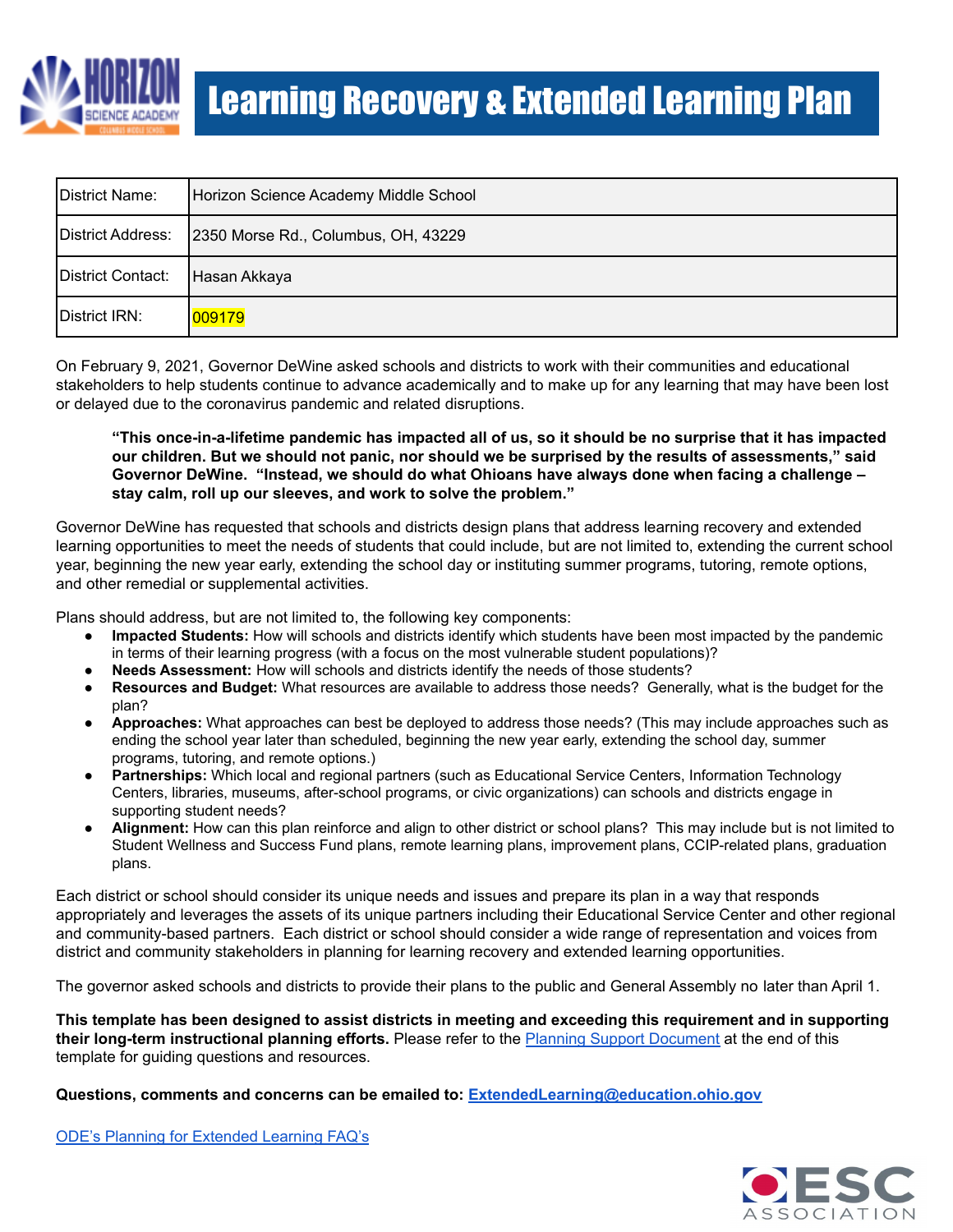# Learning Recovery & Extended Learning Plan

| District Name: | Horizon Science Academy Middle School |
|---|---|
| District Address: | 2350 Morse Rd., Columbus, OH, 43229 |
| District Contact: | Hasan Akkaya |
| District IRN: | 009179 |

On February 9, 2021, Governor DeWine asked schools and districts to work with their communities and educational stakeholders to help students continue to advance academically and to make up for any learning that may have been lost or delayed due to the coronavirus pandemic and related disruptions.

> **"This once-in-a-lifetime pandemic has impacted all of us, so it should be no surprise that it has impacted our children. But we should not panic, nor should we be surprised by the results of assessments," said Governor DeWine. "Instead, we should do what Ohioans have always done when facing a challenge – stay calm, roll up our sleeves, and work to solve the problem."**

Governor DeWine has requested that schools and districts design plans that address learning recovery and extended learning opportunities to meet the needs of students that could include, but are not limited to, extending the current school year, beginning the new year early, extending the school day or instituting summer programs, tutoring, remote options, and other remedial or supplemental activities.

Plans should address, but are not limited to, the following key components:

- **Impacted Students:** How will schools and districts identify which students have been most impacted by the pandemic in terms of their learning progress (with a focus on the most vulnerable student populations)?
- **Needs Assessment:** How will schools and districts identify the needs of those students?
- **Resources and Budget:** What resources are available to address those needs? Generally, what is the budget for the plan?
- **Approaches:** What approaches can best be deployed to address those needs? (This may include approaches such as ending the school year later than scheduled, beginning the new year early, extending the school day, summer programs, tutoring, and remote options.)
- **Partnerships:** Which local and regional partners (such as Educational Service Centers, Information Technology Centers, libraries, museums, after-school programs, or civic organizations) can schools and districts engage in supporting student needs?
- **Alignment:** How can this plan reinforce and align to other district or school plans? This may include but is not limited to Student Wellness and Success Fund plans, remote learning plans, improvement plans, CCIP-related plans, graduation plans.

Each district or school should consider its unique needs and issues and prepare its plan in a way that responds appropriately and leverages the assets of its unique partners including their Educational Service Center and other regional and community-based partners. Each district or school should consider a wide range of representation and voices from district and community stakeholders in planning for learning recovery and extended learning opportunities.

The governor asked schools and districts to provide their plans to the public and General Assembly no later than April 1.

**This template has been designed to assist districts in meeting and exceeding this requirement and in supporting their long-term instructional planning efforts.** Please refer to the Planning Support Document at the end of this template for guiding questions and resources.

**Questions, comments and concerns can be emailed to: ExtendedLearning@education.ohio.gov**

ODE's Planning for Extended Learning FAQ's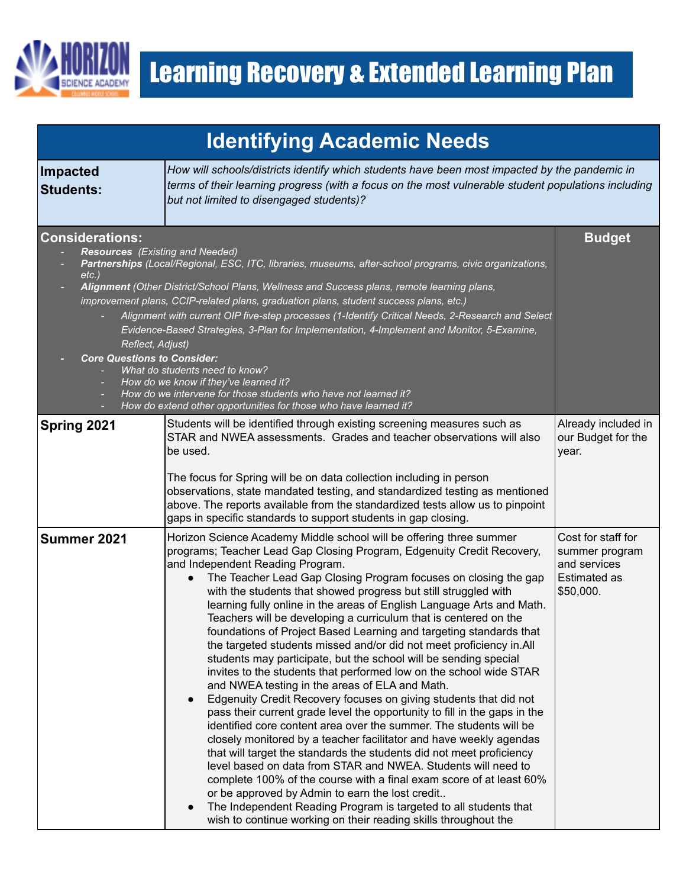# Learning Recovery & Extended Learning Plan

## Identifying Academic Needs

| **Impacted Students:** | *How will schools/districts identify which students have been most impacted by the pandemic in terms of their learning progress (with a focus on the most vulnerable student population including but not limited to disengaged students)?* | |
|---|---|---|
| **Considerations:**<br>- ***Resources*** *(Existing and Needed)*<br>- ***Partnerships*** *(Local/Regional, ESC, ITC, libraries, museums, after-school programs, civic organizations, etc.)*<br>- ***Alignment*** *(Other District/School Plans, Wellness and Success plans, remote learning plans, improvement plans, CCIP-related plans, graduation plans, student success plans, etc.)*<br>&nbsp;&nbsp;&nbsp;&nbsp;- *Alignment with current OIP five-step processes (1-Identify Critical Needs, 2-Research and Select Evidence-Based Strategies, 3-Plan for Implementation, 4-Implement and Monitor, 5-Examine, Reflect, Adjust)*<br>- ***Core Questions to Consider:***<br>&nbsp;&nbsp;&nbsp;&nbsp;- *What do students need to know?*<br>&nbsp;&nbsp;&nbsp;&nbsp;- *How do we know if they've learned it?*<br>&nbsp;&nbsp;&nbsp;&nbsp;- *How do we intervene for those students who have not learned it?*<br>&nbsp;&nbsp;&nbsp;&nbsp;- *How do extend other opportunities for those who have learned it?* | | **Budget** |
| **Spring 2021** | Students will be identified through existing screening measures such as STAR and NWEA assessments. Grades and teacher observations will also be used.<br><br>The focus for Spring will be on data collection including in person observations, state mandated testing, and standardized testing as mentioned above. The reports available from the standardized tests allow us to pinpoint gaps in specific standards to support students in gap closing. | Already included in our Budget for the year. |
| **Summer 2021** | Horizon Science Academy Middle school will be offering three summer programs; Teacher Lead Gap Closing Program, Edgenuity Credit Recovery, and Independent Reading Program.<br>• The Teacher Lead Gap Closing Program focuses on closing the gap with the students that showed progress but still struggled with learning fully online in the areas of English Language Arts and Math. Teachers will be developing a curriculum that is centered on the foundations of Project Based Learning and targeting standards that the targeted students missed and/or did not meet proficiency in.All students may participate, but the school will be sending special invites to the students that performed low on the school wide STAR and NWEA testing in the areas of ELA and Math.<br>• Edgenuity Credit Recovery focuses on giving students that did not pass their current grade level the opportunity to fill in the gaps in the identified core content area over the summer. The students will be closely monitored by a teacher facilitator and have weekly agendas that will target the standards the students did not meet proficiency level based on data from STAR and NWEA. Students will need to complete 100% of the course with a final exam score of at least 60% or be approved by Admin to earn the lost credit..<br>• The Independent Reading Program is targeted to all students that wish to continue working on their reading skills throughout the | Cost for staff for summer program and services Estimated as $50,000. |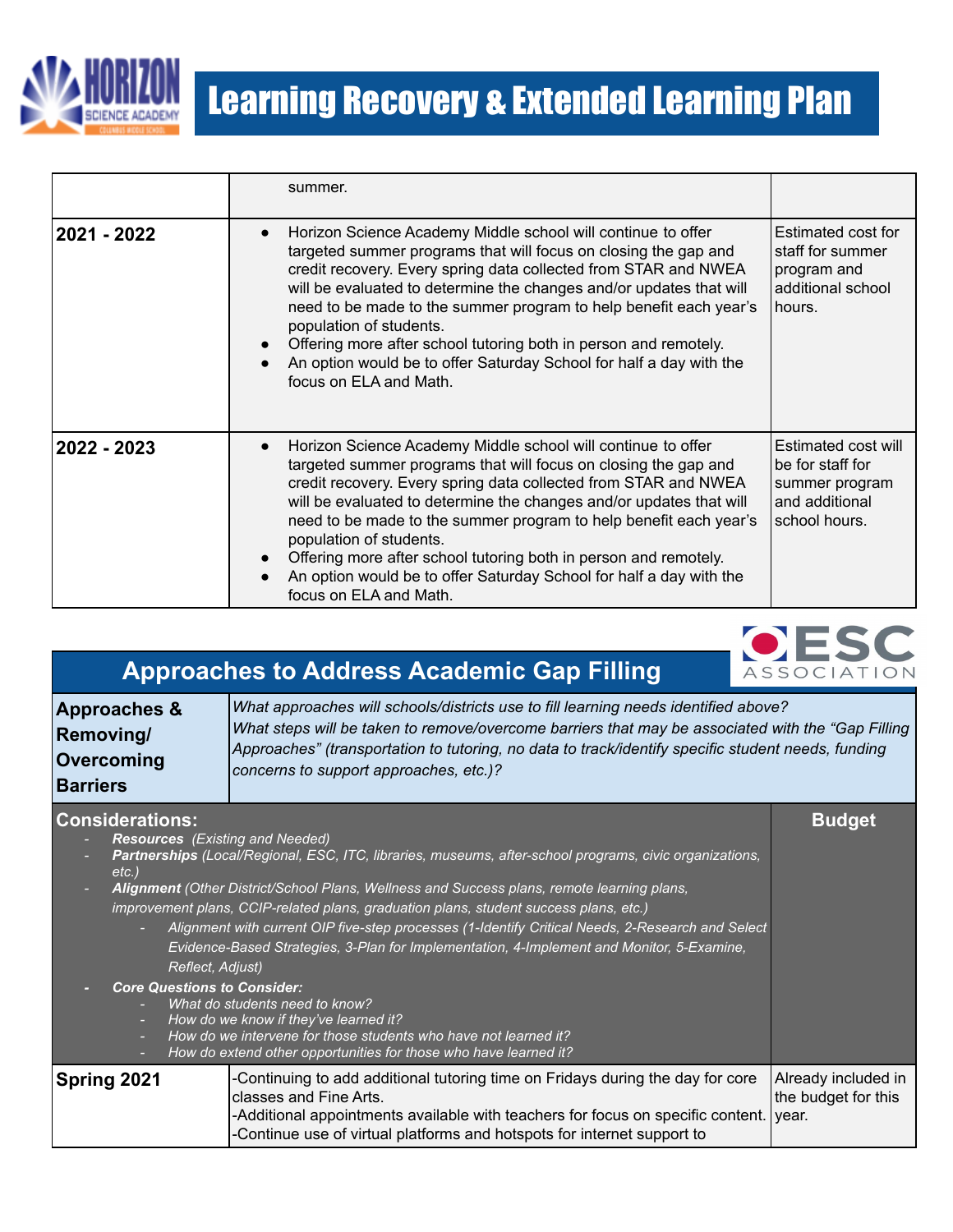| | | |
|---|---|---|
| | summer. | |
| **2021 - 2022** | • Horizon Science Academy Middle school will continue to offer targeted summer programs that will focus on closing the gap and credit recovery. Every spring data collected from STAR and NWEA will be evaluated to determine the changes and/or updates that will need to be made to the summer program to help benefit each year's population of students.<br>• Offering more after school tutoring both in person and remotely.<br>• An option would be to offer Saturday School for half a day with the focus on ELA and Math. | Estimated cost for staff for summer program and additional school hours. |
| **2022 - 2023** | • Horizon Science Academy Middle school will continue to offer targeted summer programs that will focus on closing the gap and credit recovery. Every spring data collected from STAR and NWEA will be evaluated to determine the changes and/or updates that will need to be made to the summer program to help benefit each year's population of students.<br>• Offering more after school tutoring both in person and remotely.<br>• An option would be to offer Saturday School for half a day with the focus on ELA and Math. | Estimated cost will be for staff for summer program and additional school hours. |

## Approaches to Address Academic Gap Filling

| | | |
|---|---|---|
| **Approaches & Removing/ Overcoming Barriers** | *What approaches will schools/districts use to fill learning needs identified above?*<br>*What steps will be taken to remove/overcome barriers that may be associated with the "Gap Filling Approaches" (transportation to tutoring, no data to track/identify specific student needs, funding concerns to support approaches, etc.)?* | |
| **Considerations:**<br>- ***Resources*** *(Existing and Needed)*<br>- ***Partnerships*** *(Local/Regional, ESC, ITC, libraries, museums, after-school programs, civic organizations, etc.)*<br>- ***Alignment*** *(Other District/School Plans, Wellness and Success plans, remote learning plans, improvement plans, CCIP-related plans, graduation plans, student success plans, etc.)*<br>&nbsp;&nbsp;&nbsp;&nbsp;- *Alignment with current OIP five-step processes (1-Identify Critical Needs, 2-Research and Select Evidence-Based Strategies, 3-Plan for Implementation, 4-Implement and Monitor, 5-Examine, Reflect, Adjust)*<br>- ***Core Questions to Consider:***<br>&nbsp;&nbsp;&nbsp;&nbsp;- *What do students need to know?*<br>&nbsp;&nbsp;&nbsp;&nbsp;- *How do we know if they've learned it?*<br>&nbsp;&nbsp;&nbsp;&nbsp;- *How do we intervene for those students who have not learned it?*<br>&nbsp;&nbsp;&nbsp;&nbsp;- *How do extend other opportunities for those who have learned it?* | | **Budget** |
| **Spring 2021** | -Continuing to add additional tutoring time on Fridays during the day for core classes and Fine Arts.<br>-Additional appointments available with teachers for focus on specific content.<br>-Continue use of virtual platforms and hotspots for internet support to | Already included in the budget for this year. |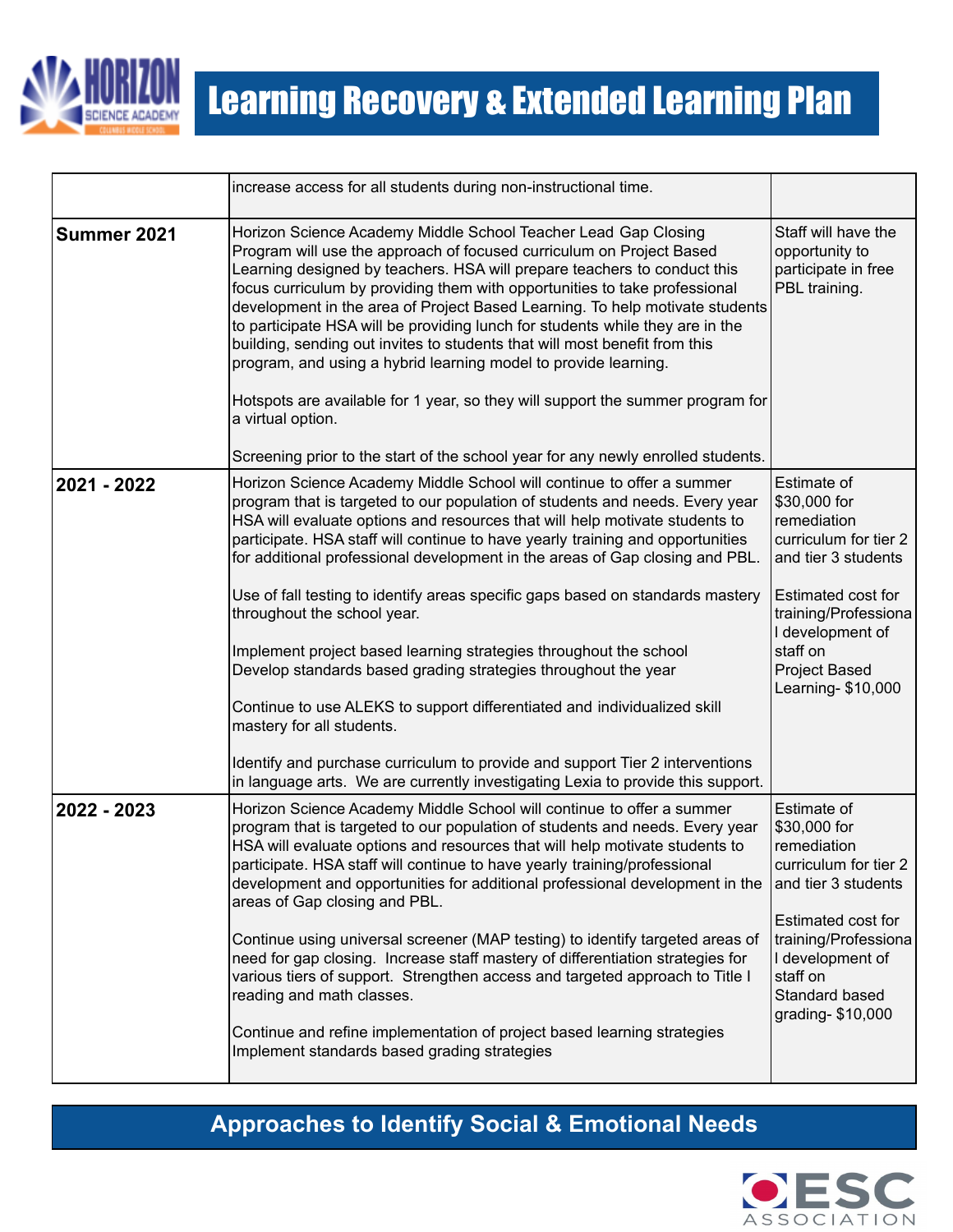| | | |
|---|---|---|
| | increase access for all students during non-instructional time. | |
| **Summer 2021** | Horizon Science Academy Middle School Teacher Lead Gap Closing Program will use the approach of focused curriculum on Project Based Learning designed by teachers. HSA will prepare teachers to conduct this focus curriculum by providing them with opportunities to take professional development in the area of Project Based Learning. To help motivate students to participate HSA will be providing lunch for students while they are in the building, sending out invites to students that will most benefit from this program, and using a hybrid learning model to provide learning.<br><br>Hotspots are available for 1 year, so they will support the summer program for a virtual option.<br><br>Screening prior to the start of the school year for any newly enrolled students. | Staff will have the opportunity to participate in free PBL training. |
| **2021 - 2022** | Horizon Science Academy Middle School will continue to offer a summer program that is targeted to our population of students and needs. Every year HSA will evaluate options and resources that will help motivate students to participate. HSA staff will continue to have yearly training and opportunities for additional professional development in the areas of Gap closing and PBL.<br><br>Use of fall testing to identify areas specific gaps based on standards mastery throughout the school year.<br><br>Implement project based learning strategies throughout the school<br>Develop standards based grading strategies throughout the year<br><br>Continue to use ALEKS to support differentiated and individualized skill mastery for all students.<br><br>Identify and purchase curriculum to provide and support Tier 2 interventions in language arts. We are currently investigating Lexia to provide this support. | Estimate of $30,000 for remediation curriculum for tier 2 and tier 3 students<br><br>Estimated cost for training/Professional development of staff on Project Based Learning- $10,000 |
| **2022 - 2023** | Horizon Science Academy Middle School will continue to offer a summer program that is targeted to our population of students and needs. Every year HSA will evaluate options and resources that will help motivate students to participate. HSA staff will continue to have yearly training/professional development and opportunities for additional professional development in the areas of Gap closing and PBL.<br><br>Continue using universal screener (MAP testing) to identify targeted areas of need for gap closing. Increase staff mastery of differentiation strategies for various tiers of support. Strengthen access and targeted approach to Title I reading and math classes.<br><br>Continue and refine implementation of project based learning strategies<br>Implement standards based grading strategies | Estimate of $30,000 for remediation curriculum for tier 2 and tier 3 students<br><br>Estimated cost for training/Professional development of staff on Standard based grading- $10,000 |

## Approaches to Identify Social & Emotional Needs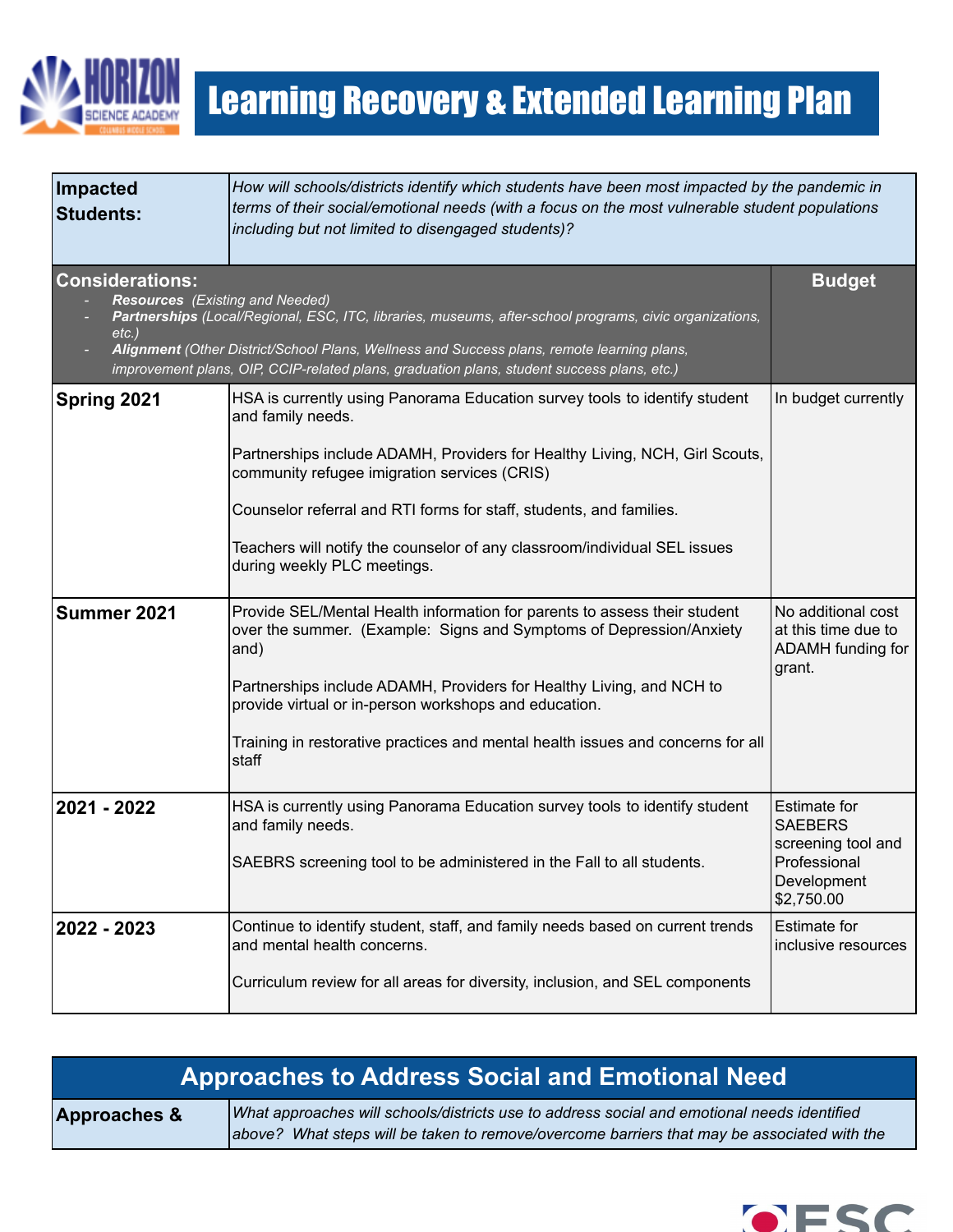# Learning Recovery & Extended Learning Plan

| **Impacted Students:** | *How will schools/districts identify which students have been most impacted by the pandemic in terms of their social/emotional needs (with a focus on the most vulnerable student populations including but not limited to disengaged students)?* | |
|---|---|---|
| **Considerations:**<br>- ***Resources*** *(Existing and Needed)*<br>- ***Partnerships*** *(Local/Regional, ESC, ITC, libraries, museums, after-school programs, civic organizations, etc.)*<br>- ***Alignment*** *(Other District/School Plans, Wellness and Success plans, remote learning plans, improvement plans, OIP, CCIP-related plans, graduation plans, student success plans, etc.)* | | **Budget** |
| **Spring 2021** | HSA is currently using Panorama Education survey tools to identify student and family needs.<br><br>Partnerships include ADAMH, Providers for Healthy Living, NCH, Girl Scouts, community refugee imigration services (CRIS)<br><br>Counselor referral and RTI forms for staff, students, and families.<br><br>Teachers will notify the counselor of any classroom/individual SEL issues during weekly PLC meetings. | In budget currently |
| **Summer 2021** | Provide SEL/Mental Health information for parents to assess their student over the summer. (Example: Signs and Symptoms of Depression/Anxiety and)<br><br>Partnerships include ADAMH, Providers for Healthy Living, and NCH to provide virtual or in-person workshops and education.<br><br>Training in restorative practices and mental health issues and concerns for all staff | No additional cost at this time due to ADAMH funding for grant. |
| **2021 - 2022** | HSA is currently using Panorama Education survey tools to identify student and family needs.<br><br>SAEBRS screening tool to be administered in the Fall to all students. | Estimate for SAEBERS screening tool and Professional Development $2,750.00 |
| **2022 - 2023** | Continue to identify student, staff, and family needs based on current trends and mental health concerns.<br><br>Curriculum review for all areas for diversity, inclusion, and SEL components | Estimate for inclusive resources |

## Approaches to Address Social and Emotional Need

| **Approaches &** | *What approaches will schools/districts use to address social and emotional needs identified above? What steps will be taken to remove/overcome barriers that may be associated with the* |
|---|---|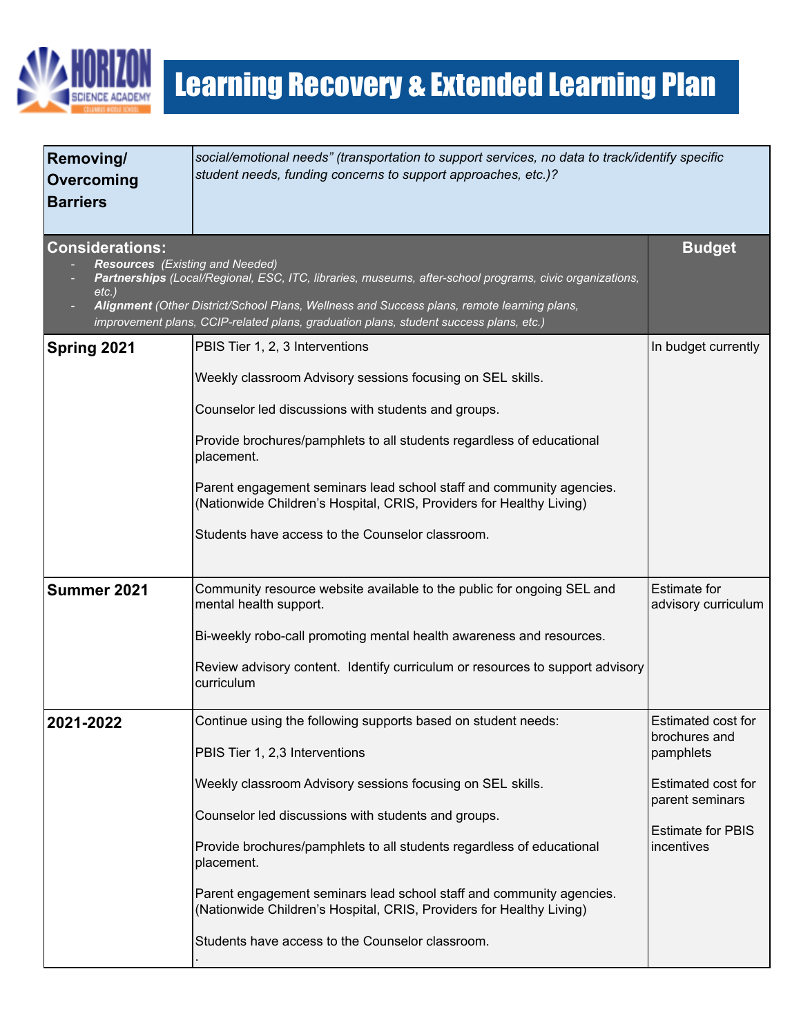# Learning Recovery & Extended Learning Plan

| **Removing/ Overcoming Barriers** | *social/emotional needs" (transportation to support services, no data to track/identify specific student needs, funding concerns to support approaches, etc.)?* | |
|---|---|---|
| **Considerations:**<br>- ***Resources*** *(Existing and Needed)*<br>- ***Partnerships*** *(Local/Regional, ESC, ITC, libraries, museums, after-school programs, civic organizations, etc.)*<br>- ***Alignment*** *(Other District/School Plans, Wellness and Success plans, remote learning plans, improvement plans, CCIP-related plans, graduation plans, student success plans, etc.)* | | **Budget** |
| **Spring 2021** | PBIS Tier 1, 2, 3 Interventions<br><br>Weekly classroom Advisory sessions focusing on SEL skills.<br><br>Counselor led discussions with students and groups.<br><br>Provide brochures/pamphlets to all students regardless of educational placement.<br><br>Parent engagement seminars lead school staff and community agencies. (Nationwide Children's Hospital, CRIS, Providers for Healthy Living)<br><br>Students have access to the Counselor classroom. | In budget currently |
| **Summer 2021** | Community resource website available to the public for ongoing SEL and mental health support.<br><br>Bi-weekly robo-call promoting mental health awareness and resources.<br><br>Review advisory content. Identify curriculum or resources to support advisory curriculum | Estimate for advisory curriculum |
| **2021-2022** | Continue using the following supports based on student needs:<br><br>PBIS Tier 1, 2,3 Interventions<br><br>Weekly classroom Advisory sessions focusing on SEL skills.<br><br>Counselor led discussions with students and groups.<br><br>Provide brochures/pamphlets to all students regardless of educational placement.<br><br>Parent engagement seminars lead school staff and community agencies. (Nationwide Children's Hospital, CRIS, Providers for Healthy Living)<br><br>Students have access to the Counselor classroom.<br>. | Estimated cost for brochures and pamphlets<br><br>Estimated cost for parent seminars<br><br>Estimate for PBIS incentives |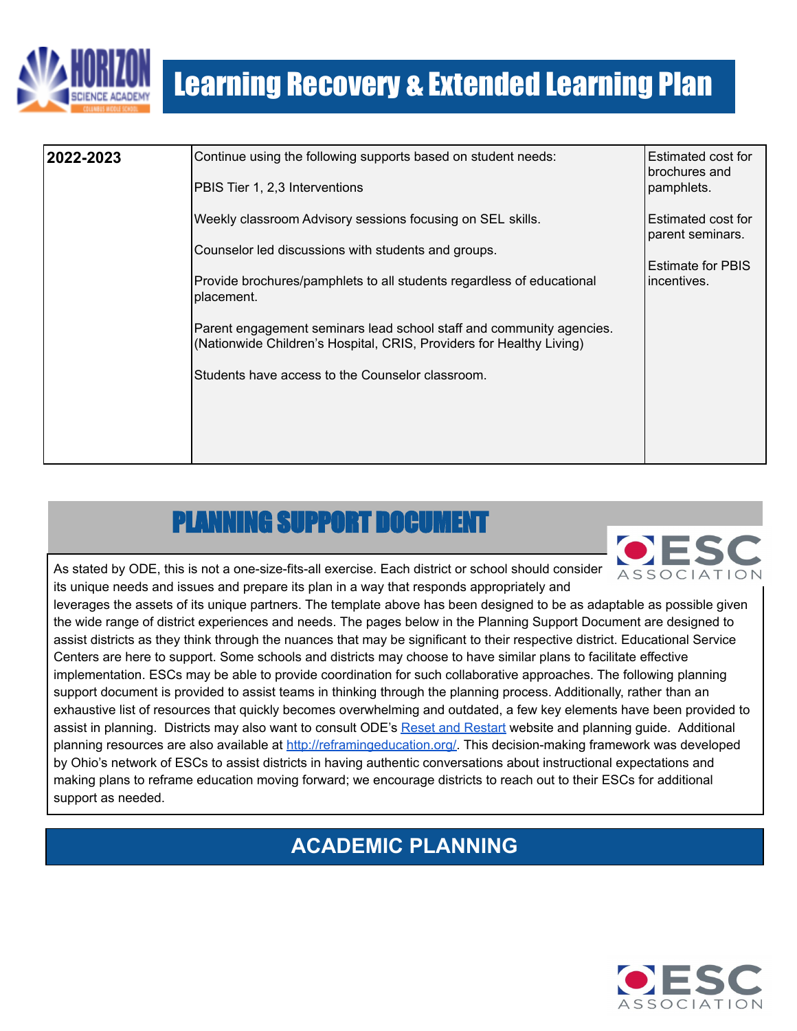# Learning Recovery & Extended Learning Plan

| 2022-2023 | Continue using the following supports based on student needs:<br><br>PBIS Tier 1, 2,3 Interventions<br><br>Weekly classroom Advisory sessions focusing on SEL skills.<br><br>Counselor led discussions with students and groups.<br><br>Provide brochures/pamphlets to all students regardless of educational placement.<br><br>Parent engagement seminars lead school staff and community agencies. (Nationwide Children's Hospital, CRIS, Providers for Healthy Living)<br><br>Students have access to the Counselor classroom. | Estimated cost for brochures and pamphlets.<br><br>Estimated cost for parent seminars.<br><br>Estimate for PBIS incentives. |
|---|---|---|

## PLANNING SUPPORT DOCUMENT

As stated by ODE, this is not a one-size-fits-all exercise. Each district or school should consider its unique needs and issues and prepare its plan in a way that responds appropriately and leverages the assets of its unique partners. The template above has been designed to be as adaptable as possible given the wide range of district experiences and needs. The pages below in the Planning Support Document are designed to assist districts as they think through the nuances that may be significant to their respective district. Educational Service Centers are here to support. Some schools and districts may choose to have similar plans to facilitate effective implementation. ESCs may be able to provide coordination for such collaborative approaches. The following planning support document is provided to assist teams in thinking through the planning process. Additionally, rather than an exhaustive list of resources that quickly becomes overwhelming and outdated, a few key elements have been provided to assist in planning. Districts may also want to consult ODE's Reset and Restart website and planning guide. Additional planning resources are also available at http://reframingeducation.org/. This decision-making framework was developed by Ohio's network of ESCs to assist districts in having authentic conversations about instructional expectations and making plans to reframe education moving forward; we encourage districts to reach out to their ESCs for additional support as needed.

## ACADEMIC PLANNING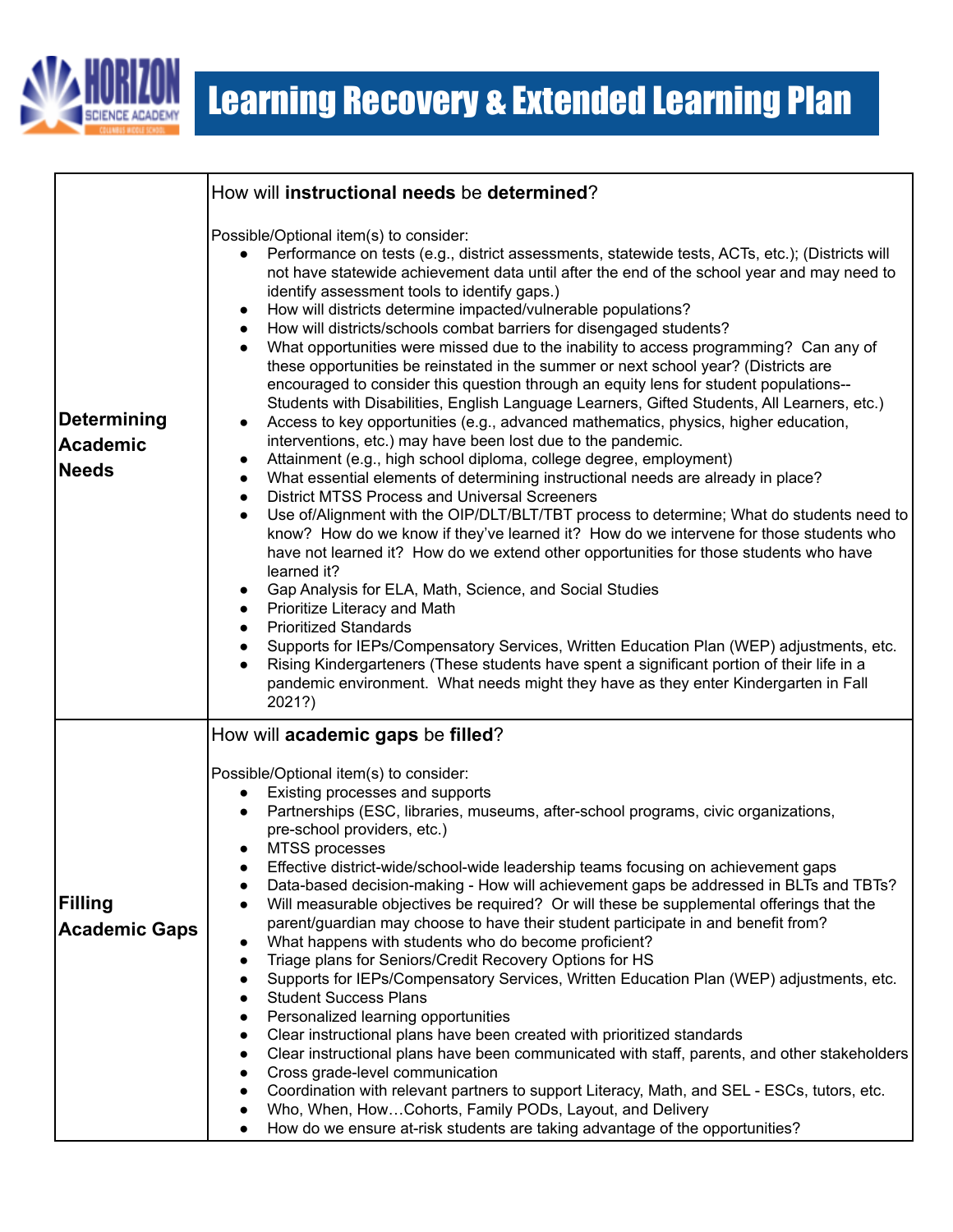# Learning Recovery & Extended Learning Plan

| | |
|---|---|
| **Determining Academic Needs** | How will **instructional needs** be **determined**?<br><br>Possible/Optional item(s) to consider:<br>● Performance on tests (e.g., district assessments, statewide tests, ACTs, etc.); (Districts will not have statewide achievement data until after the end of the school year and may need to identify assessment tools to identify gaps.)<br>● How will districts determine impacted/vulnerable populations?<br>● How will districts/schools combat barriers for disengaged students?<br>● What opportunities were missed due to the inability to access programming? Can any of these opportunities be reinstated in the summer or next school year? (Districts are encouraged to consider this question through an equity lens for student populations--Students with Disabilities, English Language Learners, Gifted Students, All Learners, etc.)<br>● Access to key opportunities (e.g., advanced mathematics, physics, higher education, interventions, etc.) may have been lost due to the pandemic.<br>● Attainment (e.g., high school diploma, college degree, employment)<br>● What essential elements of determining instructional needs are already in place?<br>● District MTSS Process and Universal Screeners<br>● Use of/Alignment with the OIP/DLT/BLT/TBT process to determine; What do students need to know? How do we know if they've learned it? How do we intervene for those students who have not learned it? How do we extend other opportunities for those students who have learned it?<br>● Gap Analysis for ELA, Math, Science, and Social Studies<br>● Prioritize Literacy and Math<br>● Prioritized Standards<br>● Supports for IEPs/Compensatory Services, Written Education Plan (WEP) adjustments, etc.<br>● Rising Kindergarteners (These students have spent a significant portion of their life in a pandemic environment. What needs might they have as they enter Kindergarten in Fall 2021?) |
| **Filling Academic Gaps** | How will **academic gaps** be **filled**?<br><br>Possible/Optional item(s) to consider:<br>● Existing processes and supports<br>● Partnerships (ESC, libraries, museums, after-school programs, civic organizations, pre-school providers, etc.)<br>● MTSS processes<br>● Effective district-wide/school-wide leadership teams focusing on achievement gaps<br>● Data-based decision-making - How will achievement gaps be addressed in BLTs and TBTs?<br>● Will measurable objectives be required? Or will these be supplemental offerings that the parent/guardian may choose to have their student participate in and benefit from?<br>● What happens with students who do become proficient?<br>● Triage plans for Seniors/Credit Recovery Options for HS<br>● Supports for IEPs/Compensatory Services, Written Education Plan (WEP) adjustments, etc.<br>● Student Success Plans<br>● Personalized learning opportunities<br>● Clear instructional plans have been created with prioritized standards<br>● Clear instructional plans have been communicated with staff, parents, and other stakeholders<br>● Cross grade-level communication<br>● Coordination with relevant partners to support Literacy, Math, and SEL - ESCs, tutors, etc.<br>● Who, When, How…Cohorts, Family PODs, Layout, and Delivery<br>● How do we ensure at-risk students are taking advantage of the opportunities? |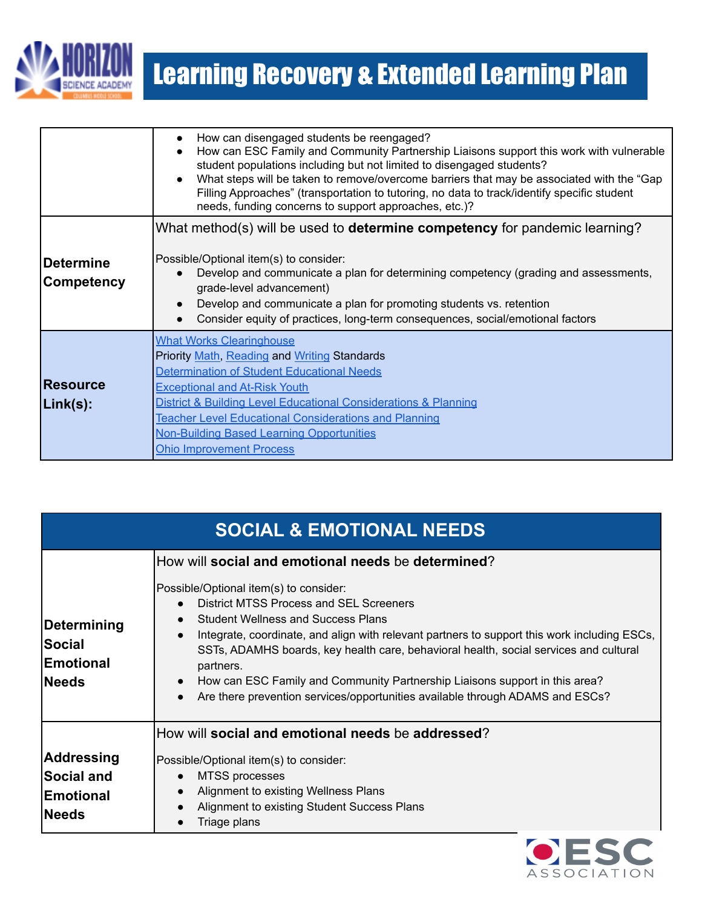| | |
|---|---|
| | • How can disengaged students be reengaged?<br>• How can ESC Family and Community Partnership Liaisons support this work with vulnerable student populations including but not limited to disengaged students?<br>• What steps will be taken to remove/overcome barriers that may be associated with the "Gap Filling Approaches" (transportation to tutoring, no data to track/identify specific student needs, funding concerns to support approaches, etc.)? |
| **Determine Competency** | What method(s) will be used to **determine competency** for pandemic learning?<br><br>Possible/Optional item(s) to consider:<br>• Develop and communicate a plan for determining competency (grading and assessments, grade-level advancement)<br>• Develop and communicate a plan for promoting students vs. retention<br>• Consider equity of practices, long-term consequences, social/emotional factors |
| **Resource Link(s):** | What Works Clearinghouse<br>Priority Math, Reading and Writing Standards<br>Determination of Student Educational Needs<br>Exceptional and At-Risk Youth<br>District & Building Level Educational Considerations & Planning<br>Teacher Level Educational Considerations and Planning<br>Non-Building Based Learning Opportunities<br>Ohio Improvement Process |

## SOCIAL & EMOTIONAL NEEDS

| | |
|---|---|
| **Determining Social Emotional Needs** | How will **social and emotional needs** be **determined**?<br><br>Possible/Optional item(s) to consider:<br>• District MTSS Process and SEL Screeners<br>• Student Wellness and Success Plans<br>• Integrate, coordinate, and align with relevant partners to support this work including ESCs, SSTs, ADAMHS boards, key health care, behavioral health, social services and cultural partners.<br>• How can ESC Family and Community Partnership Liaisons support in this area?<br>• Are there prevention services/opportunities available through ADAMS and ESCs? |
| **Addressing Social and Emotional Needs** | How will **social and emotional needs** be **addressed**?<br><br>Possible/Optional item(s) to consider:<br>• MTSS processes<br>• Alignment to existing Wellness Plans<br>• Alignment to existing Student Success Plans<br>• Triage plans |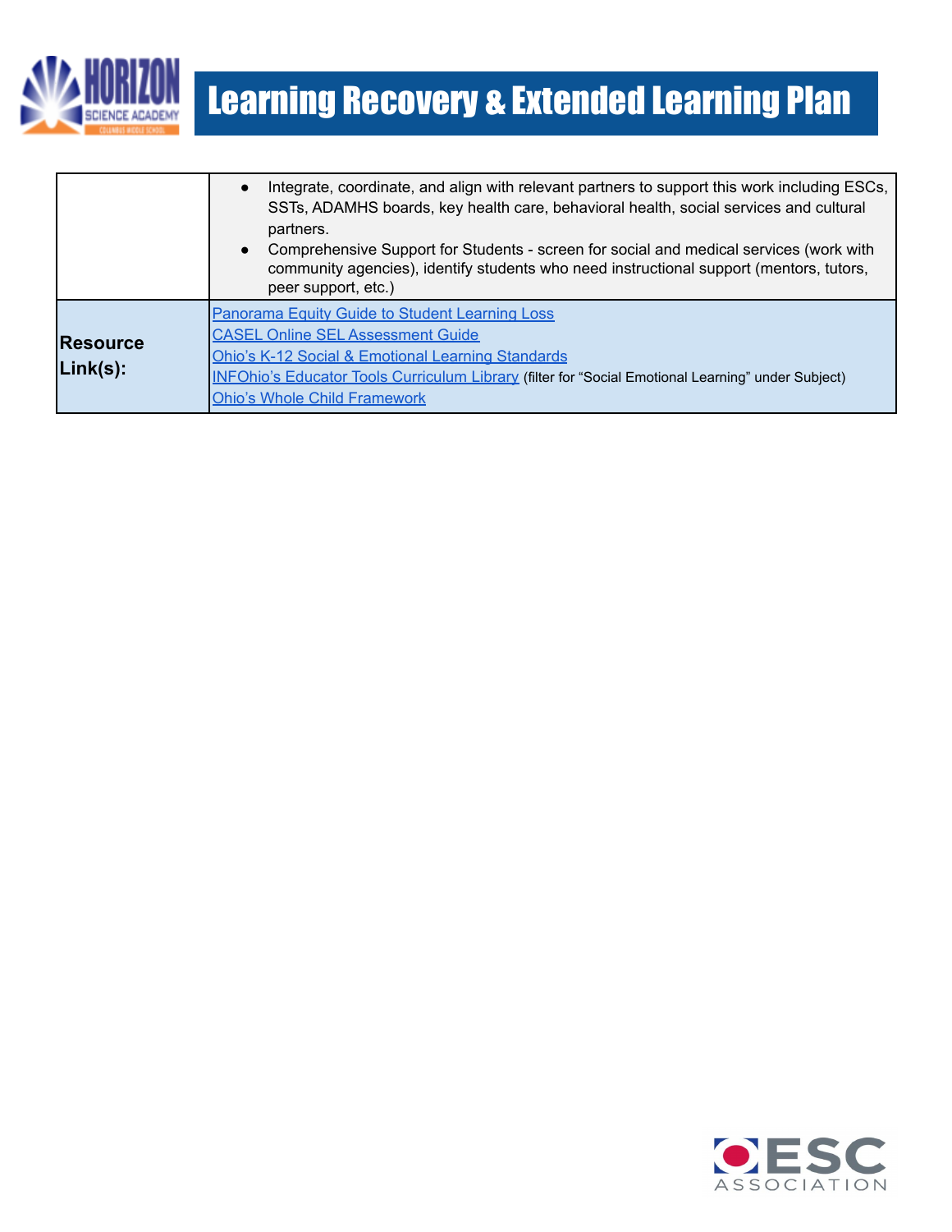| | |
|---|---|
| | • Integrate, coordinate, and align with relevant partners to support this work including ESCs, SSTs, ADAMHS boards, key health care, behavioral health, social services and cultural partners.<br>• Comprehensive Support for Students - screen for social and medical services (work with community agencies), identify students who need instructional support (mentors, tutors, peer support, etc.) |
| **Resource Link(s):** | Panorama Equity Guide to Student Learning Loss<br>CASEL Online SEL Assessment Guide<br>Ohio's K-12 Social & Emotional Learning Standards<br>INFOhio's Educator Tools Curriculum Library (filter for "Social Emotional Learning" under Subject)<br>Ohio's Whole Child Framework |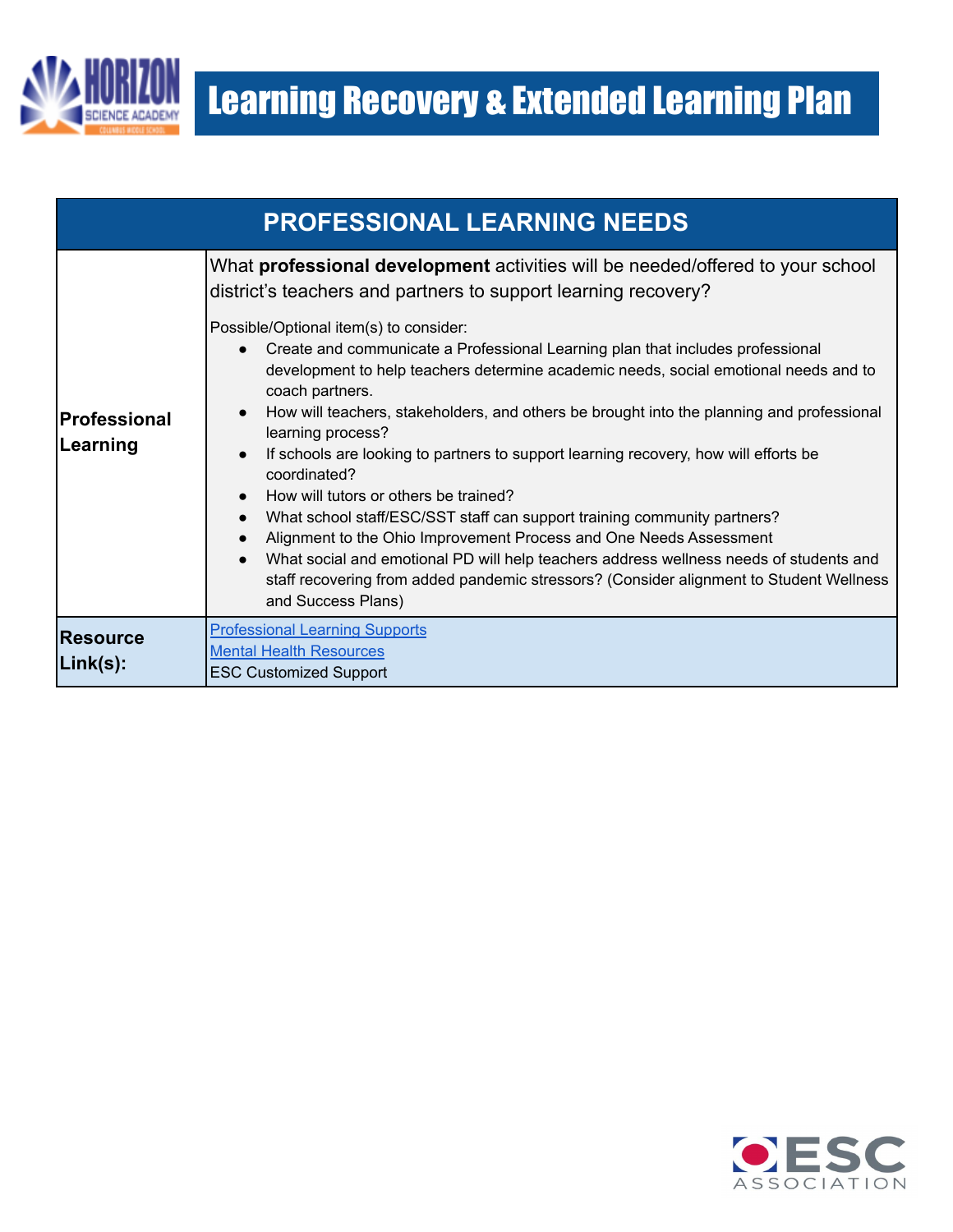# Learning Recovery & Extended Learning Plan

| PROFESSIONAL LEARNING NEEDS | |
|---|---|
| **Professional Learning** | What **professional development** activities will be needed/offered to your school district's teachers and partners to support learning recovery?<br><br>Possible/Optional item(s) to consider:<br>● Create and communicate a Professional Learning plan that includes professional development to help teachers determine academic needs, social emotional needs and to coach partners.<br>● How will teachers, stakeholders, and others be brought into the planning and professional learning process?<br>● If schools are looking to partners to support learning recovery, how will efforts be coordinated?<br>● How will tutors or others be trained?<br>● What school staff/ESC/SST staff can support training community partners?<br>● Alignment to the Ohio Improvement Process and One Needs Assessment<br>● What social and emotional PD will help teachers address wellness needs of students and staff recovering from added pandemic stressors? (Consider alignment to Student Wellness and Success Plans) |
| **Resource Link(s):** | Professional Learning Supports<br>Mental Health Resources<br>ESC Customized Support |